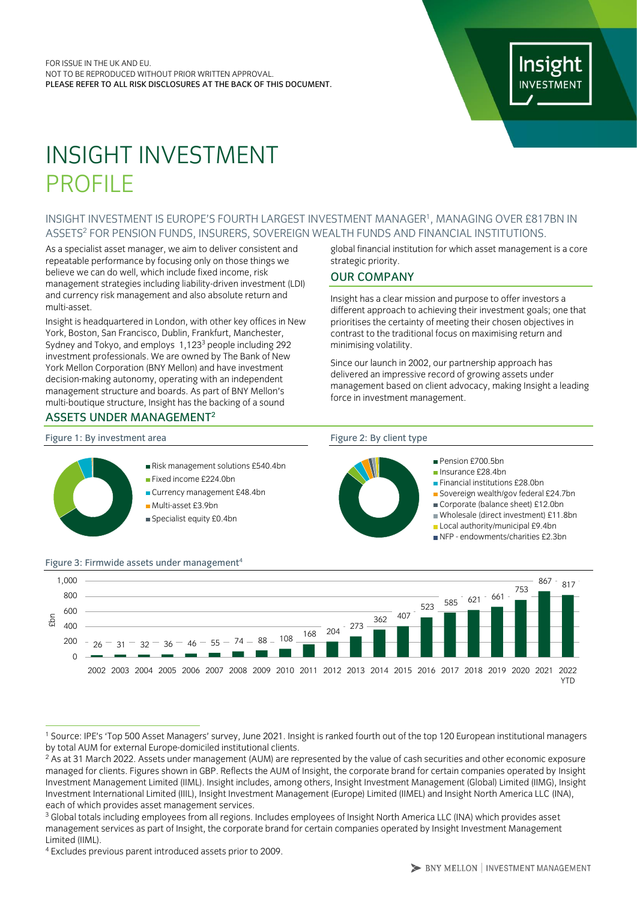FOR ISSUE IN THE UK AND EU.
NOT TO BE REPRODUCED WITHOUT PRIOR WRITTEN APPROVAL.
PLEASE REFER TO ALL RISK DISCLOSURES AT THE BACK OF THIS DOCUMENT.

# INSIGHT INVESTMENT PROFILE

## INSIGHT INVESTMENT IS EUROPE'S FOURTH LARGEST INVESTMENT MANAGER[1], MANAGING OVER £817BN IN ASSETS[2] FOR PENSION FUNDS, INSURERS, SOVEREIGN WEALTH FUNDS AND FINANCIAL INSTITUTIONS.

As a specialist asset manager, we aim to deliver consistent and repeatable performance by focusing only on those things we believe we can do well, which include fixed income, risk management strategies including liability-driven investment (LDI) and currency risk management and also absolute return and multi-asset.

Insight is headquartered in London, with other key offices in New York, Boston, San Francisco, Dublin, Frankfurt, Manchester, Sydney and Tokyo, and employs 1,123[3] people including 292 investment professionals. We are owned by The Bank of New York Mellon Corporation (BNY Mellon) and have investment decision-making autonomy, operating with an independent management structure and boards. As part of BNY Mellon's multi-boutique structure, Insight has the backing of a sound global financial institution for which asset management is a core strategic priority.

## OUR COMPANY

Insight has a clear mission and purpose to offer investors a different approach to achieving their investment goals; one that prioritises the certainty of meeting their chosen objectives in contrast to the traditional focus on maximising return and minimising volatility.

Since our launch in 2002, our partnership approach has delivered an impressive record of growing assets under management based on client advocacy, making Insight a leading force in investment management.

## ASSETS UNDER MANAGEMENT[2]

Figure 1: By investment area

- Risk management solutions £540.4bn
- Fixed income £224.0bn
- Currency management £48.4bn
- Multi-asset £3.9bn
- Specialist equity £0.4bn

Figure 2: By client type

- Pension £700.5bn
- Insurance £28.4bn
- Financial institutions £28.0bn
- Sovereign wealth/gov federal £24.7bn
- Corporate (balance sheet) £12.0bn
- Wholesale (direct investment) £11.8bn
- Local authority/municipal £9.4bn
- NFP - endowments/charities £2.3bn

Figure 3: Firmwide assets under management[4]

| Year | £bn |
|---|---|
| 2002 | 26 |
| 2003 | 31 |
| 2004 | 32 |
| 2005 | 36 |
| 2006 | 46 |
| 2007 | 55 |
| 2008 | 74 |
| 2009 | 88 |
| 2010 | 108 |
| 2011 | 168 |
| 2012 | 204 |
| 2013 | 273 |
| 2014 | 362 |
| 2015 | 407 |
| 2016 | 523 |
| 2017 | 585 |
| 2018 | 621 |
| 2019 | 661 |
| 2020 | 753 |
| 2021 | 867 |
| 2022 YTD | 817 |

[1] Source: IPE's 'Top 500 Asset Managers' survey, June 2021. Insight is ranked fourth out of the top 120 European institutional managers by total AUM for external Europe-domiciled institutional clients.

[2] As at 31 March 2022. Assets under management (AUM) are represented by the value of cash securities and other economic exposure managed for clients. Figures shown in GBP. Reflects the AUM of Insight, the corporate brand for certain companies operated by Insight Investment Management Limited (IIML). Insight includes, among others, Insight Investment Management (Global) Limited (IIMG), Insight Investment International Limited (IIIL), Insight Investment Management (Europe) Limited (IIMEL) and Insight North America LLC (INA), each of which provides asset management services.

[3] Global totals including employees from all regions. Includes employees of Insight North America LLC (INA) which provides asset management services as part of Insight, the corporate brand for certain companies operated by Insight Investment Management Limited (IIML).

[4] Excludes previous parent introduced assets prior to 2009.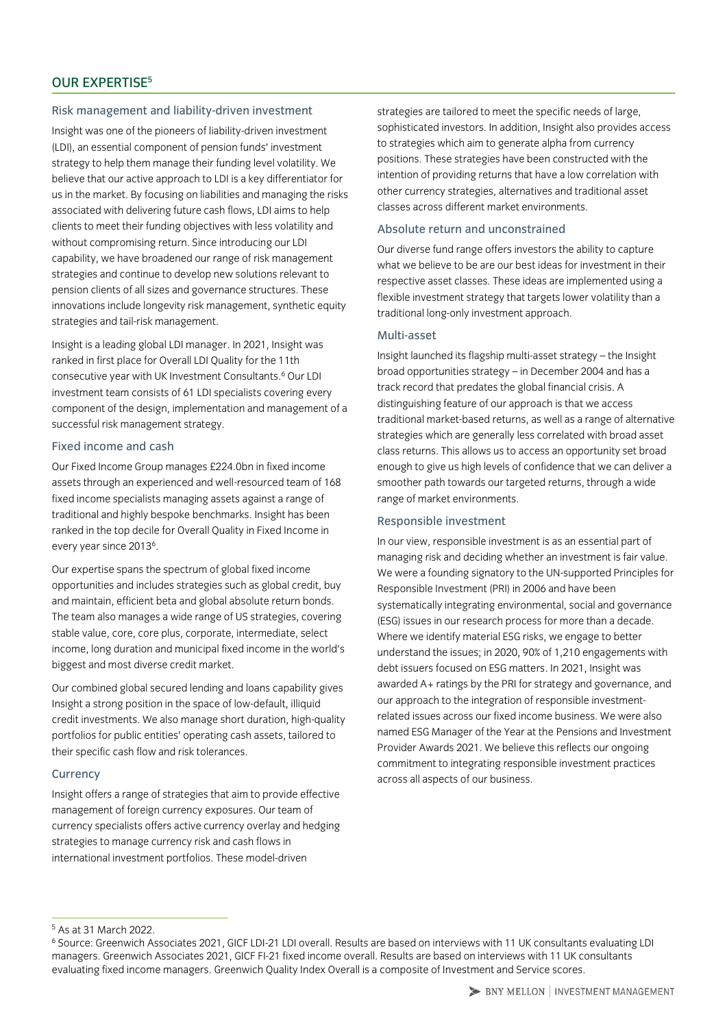## OUR EXPERTISE[5]

### Risk management and liability-driven investment

Insight was one of the pioneers of liability-driven investment (LDI), an essential component of pension funds' investment strategy to help them manage their funding level volatility. We believe that our active approach to LDI is a key differentiator for us in the market. By focusing on liabilities and managing the risks associated with delivering future cash flows, LDI aims to help clients to meet their funding objectives with less volatility and without compromising return. Since introducing our LDI capability, we have broadened our range of risk management strategies and continue to develop new solutions relevant to pension clients of all sizes and governance structures. These innovations include longevity risk management, synthetic equity strategies and tail-risk management.

Insight is a leading global LDI manager. In 2021, Insight was ranked in first place for Overall LDI Quality for the 11th consecutive year with UK Investment Consultants.[6] Our LDI investment team consists of 61 LDI specialists covering every component of the design, implementation and management of a successful risk management strategy.

### Fixed income and cash

Our Fixed Income Group manages £224.0bn in fixed income assets through an experienced and well-resourced team of 168 fixed income specialists managing assets against a range of traditional and highly bespoke benchmarks. Insight has been ranked in the top decile for Overall Quality in Fixed Income in every year since 2013[6].

Our expertise spans the spectrum of global fixed income opportunities and includes strategies such as global credit, buy and maintain, efficient beta and global absolute return bonds. The team also manages a wide range of US strategies, covering stable value, core, core plus, corporate, intermediate, select income, long duration and municipal fixed income in the world's biggest and most diverse credit market.

Our combined global secured lending and loans capability gives Insight a strong position in the space of low-default, illiquid credit investments. We also manage short duration, high-quality portfolios for public entities' operating cash assets, tailored to their specific cash flow and risk tolerances.

### Currency

Insight offers a range of strategies that aim to provide effective management of foreign currency exposures. Our team of currency specialists offers active currency overlay and hedging strategies to manage currency risk and cash flows in international investment portfolios. These model-driven strategies are tailored to meet the specific needs of large, sophisticated investors. In addition, Insight also provides access to strategies which aim to generate alpha from currency positions. These strategies have been constructed with the intention of providing returns that have a low correlation with other currency strategies, alternatives and traditional asset classes across different market environments.

### Absolute return and unconstrained

Our diverse fund range offers investors the ability to capture what we believe to be are our best ideas for investment in their respective asset classes. These ideas are implemented using a flexible investment strategy that targets lower volatility than a traditional long-only investment approach.

### Multi-asset

Insight launched its flagship multi-asset strategy – the Insight broad opportunities strategy – in December 2004 and has a track record that predates the global financial crisis. A distinguishing feature of our approach is that we access traditional market-based returns, as well as a range of alternative strategies which are generally less correlated with broad asset class returns. This allows us to access an opportunity set broad enough to give us high levels of confidence that we can deliver a smoother path towards our targeted returns, through a wide range of market environments.

### Responsible investment

In our view, responsible investment is as an essential part of managing risk and deciding whether an investment is fair value. We were a founding signatory to the UN-supported Principles for Responsible Investment (PRI) in 2006 and have been systematically integrating environmental, social and governance (ESG) issues in our research process for more than a decade. Where we identify material ESG risks, we engage to better understand the issues; in 2020, 90% of 1,210 engagements with debt issuers focused on ESG matters. In 2021, Insight was awarded A+ ratings by the PRI for strategy and governance, and our approach to the integration of responsible investment-related issues across our fixed income business. We were also named ESG Manager of the Year at the Pensions and Investment Provider Awards 2021. We believe this reflects our ongoing commitment to integrating responsible investment practices across all aspects of our business.

---

[5] As at 31 March 2022.

[6] Source: Greenwich Associates 2021, GICF LDI-21 LDI overall. Results are based on interviews with 11 UK consultants evaluating LDI managers. Greenwich Associates 2021, GICF FI-21 fixed income overall. Results are based on interviews with 11 UK consultants evaluating fixed income managers. Greenwich Quality Index Overall is a composite of Investment and Service scores.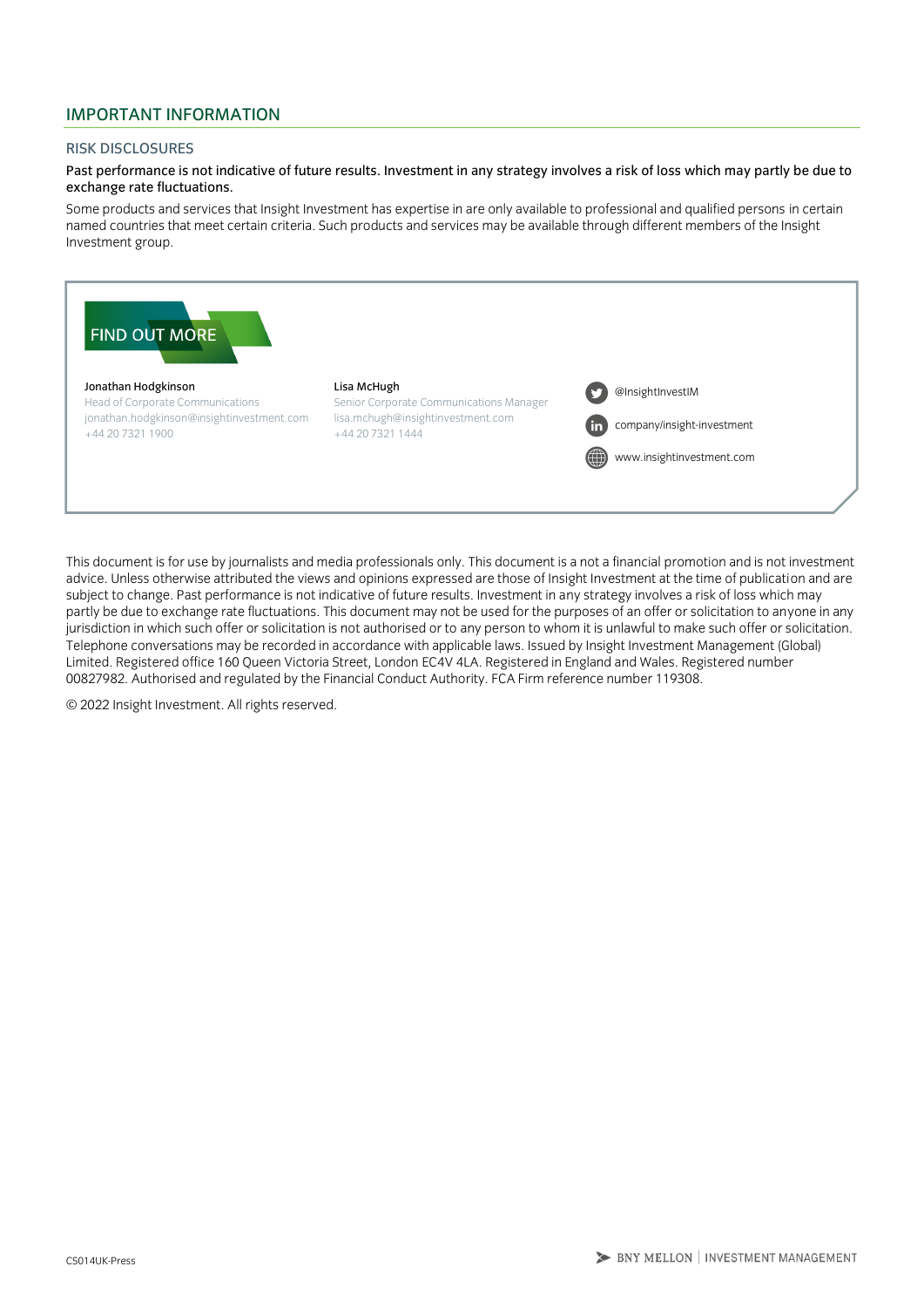## IMPORTANT INFORMATION

### RISK DISCLOSURES

**Past performance is not indicative of future results. Investment in any strategy involves a risk of loss which may partly be due to exchange rate fluctuations.**

Some products and services that Insight Investment has expertise in are only available to professional and qualified persons in certain named countries that meet certain criteria. Such products and services may be available through different members of the Insight Investment group.

### FIND OUT MORE

**Jonathan Hodgkinson**
Head of Corporate Communications
jonathan.hodgkinson@insightinvestment.com
+44 20 7321 1900

**Lisa McHugh**
Senior Corporate Communications Manager
lisa.mchugh@insightinvestment.com
+44 20 7321 1444

@InsightInvestIM

company/insight-investment

www.insightinvestment.com

This document is for use by journalists and media professionals only. This document is a not a financial promotion and is not investment advice. Unless otherwise attributed the views and opinions expressed are those of Insight Investment at the time of publication and are subject to change. Past performance is not indicative of future results. Investment in any strategy involves a risk of loss which may partly be due to exchange rate fluctuations. This document may not be used for the purposes of an offer or solicitation to anyone in any jurisdiction in which such offer or solicitation is not authorised or to any person to whom it is unlawful to make such offer or solicitation. Telephone conversations may be recorded in accordance with applicable laws. Issued by Insight Investment Management (Global) Limited. Registered office 160 Queen Victoria Street, London EC4V 4LA. Registered in England and Wales. Registered number 00827982. Authorised and regulated by the Financial Conduct Authority. FCA Firm reference number 119308.

© 2022 Insight Investment. All rights reserved.

CS014UK-Press

BNY MELLON | INVESTMENT MANAGEMENT